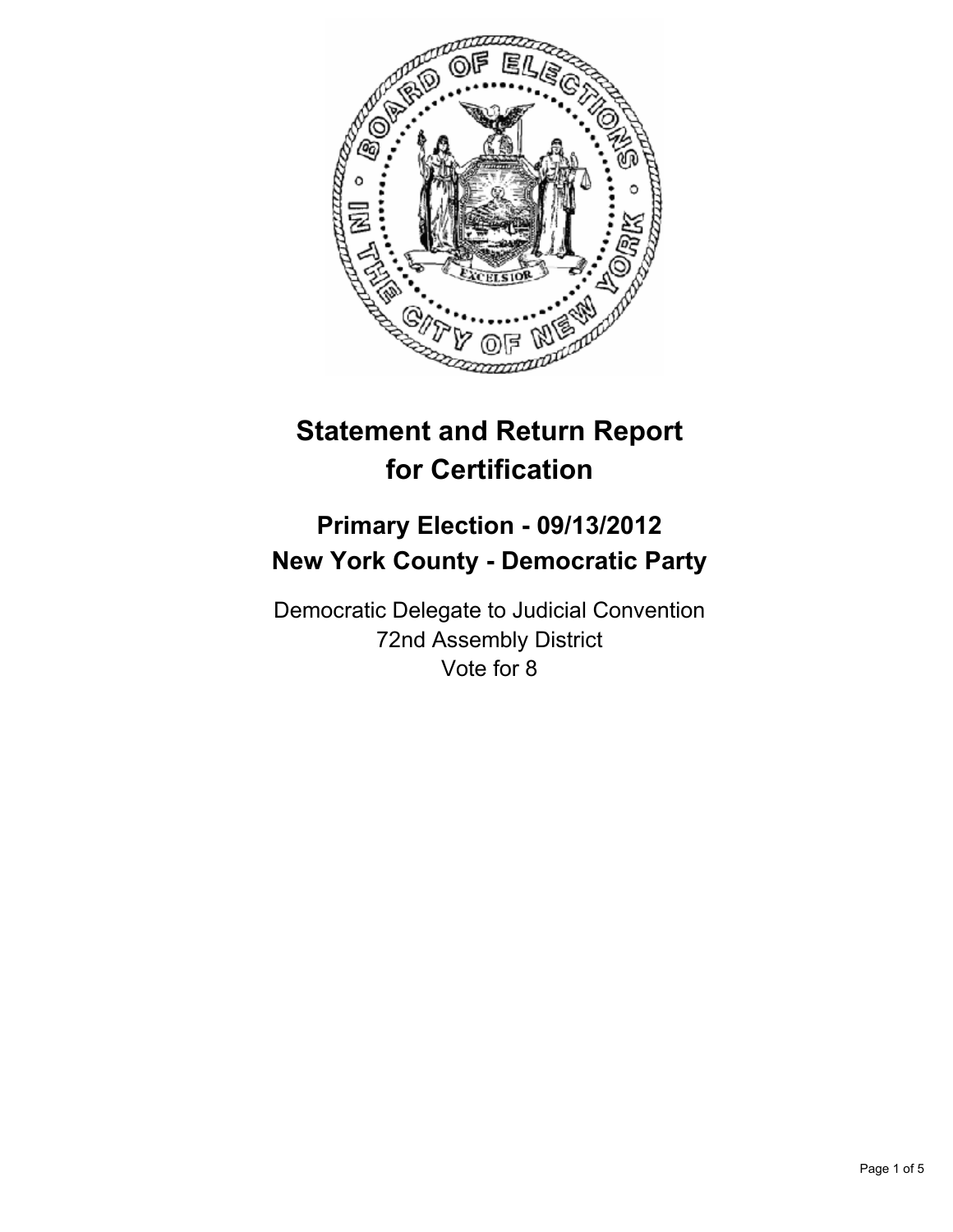# Statement and Return Report for Certification

## Primary Election - 09/13/2012
## New York County - Democratic Party

Democratic Delegate to Judicial Convention
72nd Assembly District
Vote for 8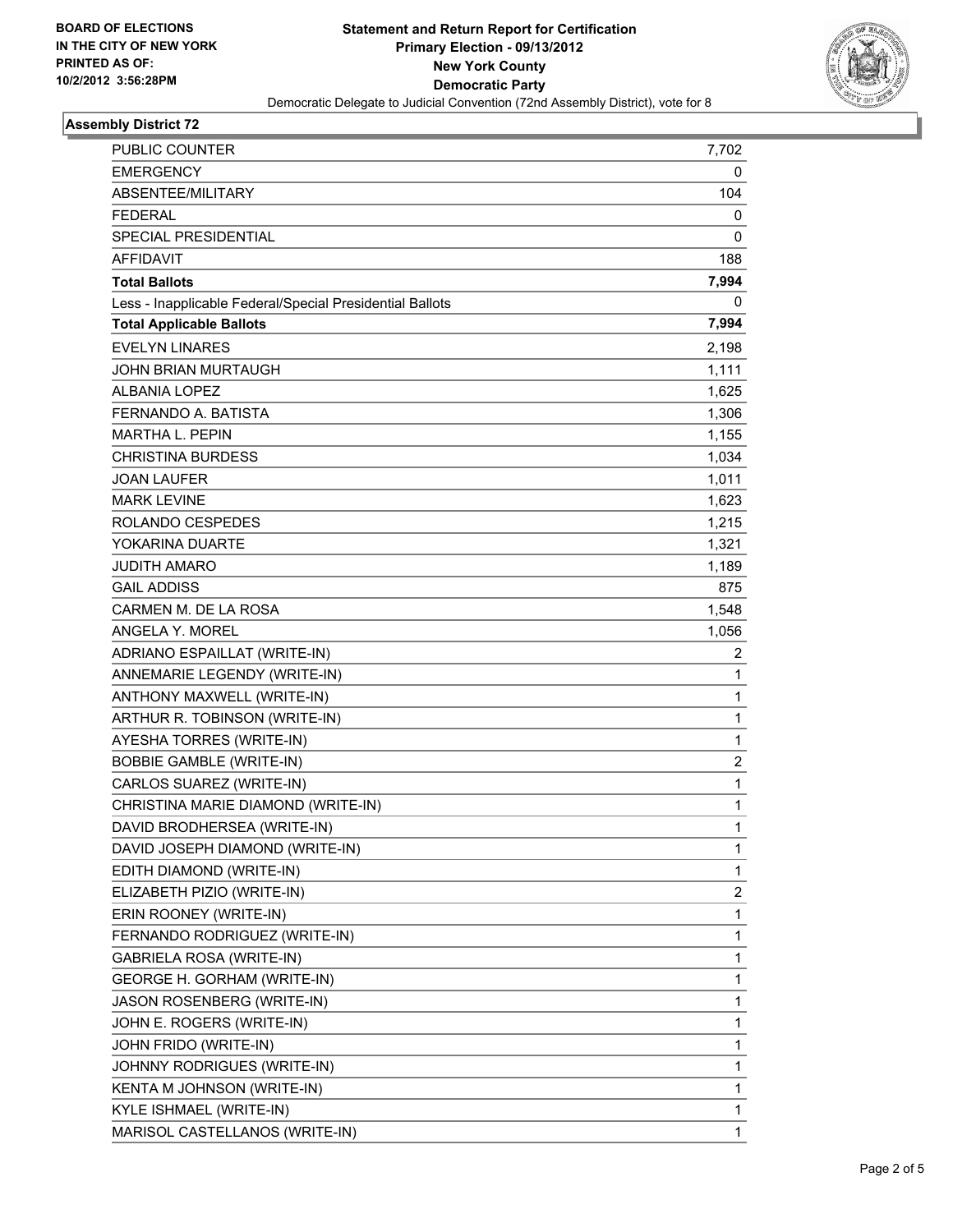**BOARD OF ELECTIONS IN THE CITY OF NEW YORK**
**PRINTED AS OF: 10/2/2012 3:56:28PM**

**Statement and Return Report for Certification**
**Primary Election - 09/13/2012**
**New York County**
**Democratic Party**
Democratic Delegate to Judicial Convention (72nd Assembly District), vote for 8

## Assembly District 72

| | |
|---|---|
| PUBLIC COUNTER | 7,702 |
| EMERGENCY | 0 |
| ABSENTEE/MILITARY | 104 |
| FEDERAL | 0 |
| SPECIAL PRESIDENTIAL | 0 |
| AFFIDAVIT | 188 |
| **Total Ballots** | **7,994** |
| Less - Inapplicable Federal/Special Presidential Ballots | 0 |
| **Total Applicable Ballots** | **7,994** |
| EVELYN LINARES | 2,198 |
| JOHN BRIAN MURTAUGH | 1,111 |
| ALBANIA LOPEZ | 1,625 |
| FERNANDO A. BATISTA | 1,306 |
| MARTHA L. PEPIN | 1,155 |
| CHRISTINA BURDESS | 1,034 |
| JOAN LAUFER | 1,011 |
| MARK LEVINE | 1,623 |
| ROLANDO CESPEDES | 1,215 |
| YOKARINA DUARTE | 1,321 |
| JUDITH AMARO | 1,189 |
| GAIL ADDISS | 875 |
| CARMEN M. DE LA ROSA | 1,548 |
| ANGELA Y. MOREL | 1,056 |
| ADRIANO ESPAILLAT (WRITE-IN) | 2 |
| ANNEMARIE LEGENDY (WRITE-IN) | 1 |
| ANTHONY MAXWELL (WRITE-IN) | 1 |
| ARTHUR R. TOBINSON (WRITE-IN) | 1 |
| AYESHA TORRES (WRITE-IN) | 1 |
| BOBBIE GAMBLE (WRITE-IN) | 2 |
| CARLOS SUAREZ (WRITE-IN) | 1 |
| CHRISTINA MARIE DIAMOND (WRITE-IN) | 1 |
| DAVID BRODHERSEA (WRITE-IN) | 1 |
| DAVID JOSEPH DIAMOND (WRITE-IN) | 1 |
| EDITH DIAMOND (WRITE-IN) | 1 |
| ELIZABETH PIZIO (WRITE-IN) | 2 |
| ERIN ROONEY (WRITE-IN) | 1 |
| FERNANDO RODRIGUEZ (WRITE-IN) | 1 |
| GABRIELA ROSA (WRITE-IN) | 1 |
| GEORGE H. GORHAM (WRITE-IN) | 1 |
| JASON ROSENBERG (WRITE-IN) | 1 |
| JOHN E. ROGERS (WRITE-IN) | 1 |
| JOHN FRIDO (WRITE-IN) | 1 |
| JOHNNY RODRIGUES (WRITE-IN) | 1 |
| KENTA M JOHNSON (WRITE-IN) | 1 |
| KYLE ISHMAEL (WRITE-IN) | 1 |
| MARISOL CASTELLANOS (WRITE-IN) | 1 |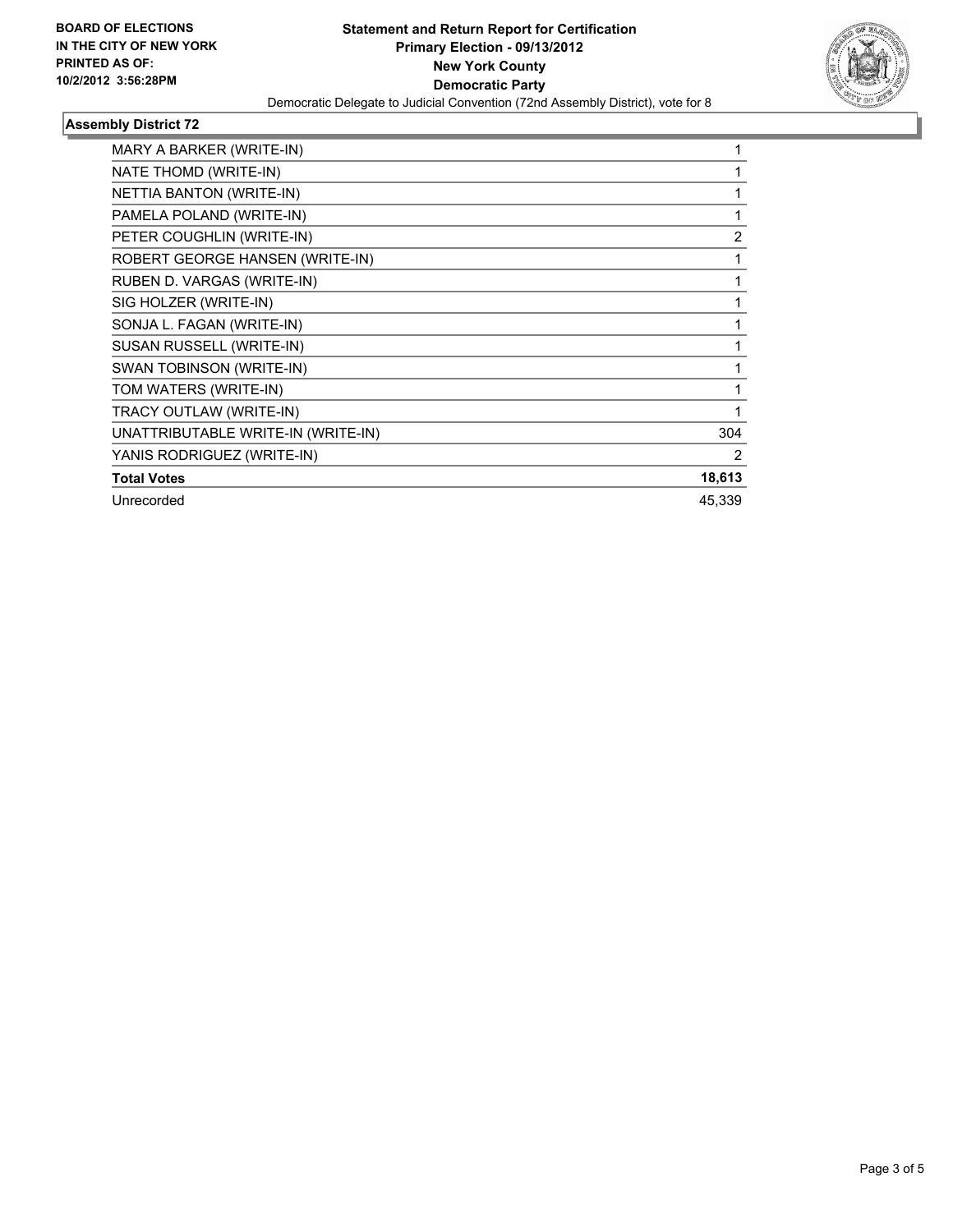**BOARD OF ELECTIONS IN THE CITY OF NEW YORK PRINTED AS OF: 10/2/2012 3:56:28PM**

**Statement and Return Report for Certification**
**Primary Election - 09/13/2012**
**New York County**
**Democratic Party**
Democratic Delegate to Judicial Convention (72nd Assembly District), vote for 8

### Assembly District 72

| | |
|---|---|
| MARY A BARKER (WRITE-IN) | 1 |
| NATE THOMD (WRITE-IN) | 1 |
| NETTIA BANTON (WRITE-IN) | 1 |
| PAMELA POLAND (WRITE-IN) | 1 |
| PETER COUGHLIN (WRITE-IN) | 2 |
| ROBERT GEORGE HANSEN (WRITE-IN) | 1 |
| RUBEN D. VARGAS (WRITE-IN) | 1 |
| SIG HOLZER (WRITE-IN) | 1 |
| SONJA L. FAGAN (WRITE-IN) | 1 |
| SUSAN RUSSELL (WRITE-IN) | 1 |
| SWAN TOBINSON (WRITE-IN) | 1 |
| TOM WATERS (WRITE-IN) | 1 |
| TRACY OUTLAW (WRITE-IN) | 1 |
| UNATTRIBUTABLE WRITE-IN (WRITE-IN) | 304 |
| YANIS RODRIGUEZ (WRITE-IN) | 2 |
| **Total Votes** | **18,613** |
| Unrecorded | 45,339 |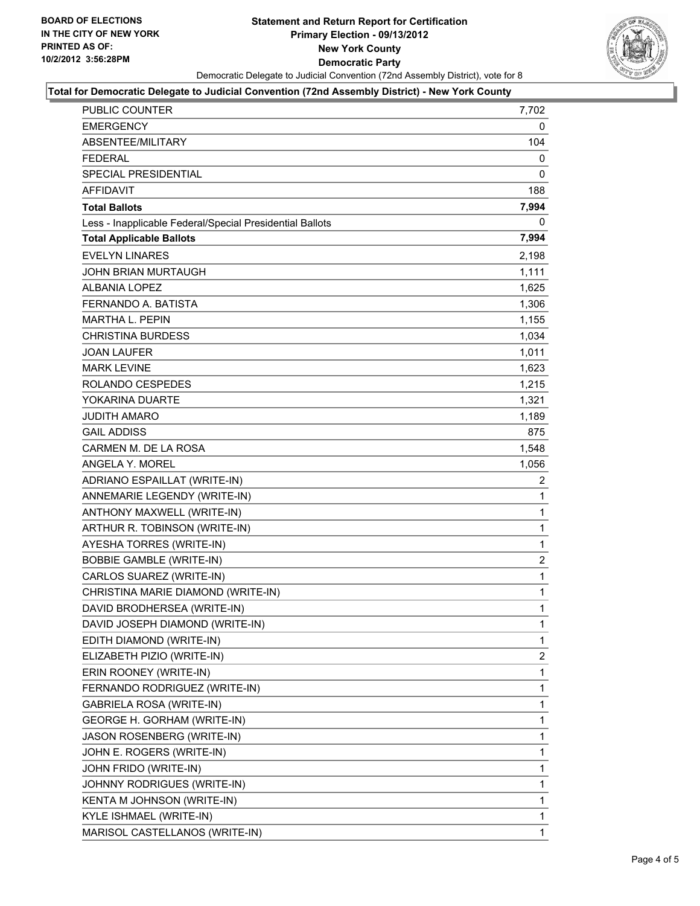**BOARD OF ELECTIONS IN THE CITY OF NEW YORK PRINTED AS OF: 10/2/2012 3:56:28PM**

# Statement and Return Report for Certification
## Primary Election - 09/13/2012
## New York County
## Democratic Party

Democratic Delegate to Judicial Convention (72nd Assembly District), vote for 8

**Total for Democratic Delegate to Judicial Convention (72nd Assembly District) - New York County**

| | |
|---|---|
| PUBLIC COUNTER | 7,702 |
| EMERGENCY | 0 |
| ABSENTEE/MILITARY | 104 |
| FEDERAL | 0 |
| SPECIAL PRESIDENTIAL | 0 |
| AFFIDAVIT | 188 |
| **Total Ballots** | **7,994** |
| Less - Inapplicable Federal/Special Presidential Ballots | 0 |
| **Total Applicable Ballots** | **7,994** |
| EVELYN LINARES | 2,198 |
| JOHN BRIAN MURTAUGH | 1,111 |
| ALBANIA LOPEZ | 1,625 |
| FERNANDO A. BATISTA | 1,306 |
| MARTHA L. PEPIN | 1,155 |
| CHRISTINA BURDESS | 1,034 |
| JOAN LAUFER | 1,011 |
| MARK LEVINE | 1,623 |
| ROLANDO CESPEDES | 1,215 |
| YOKARINA DUARTE | 1,321 |
| JUDITH AMARO | 1,189 |
| GAIL ADDISS | 875 |
| CARMEN M. DE LA ROSA | 1,548 |
| ANGELA Y. MOREL | 1,056 |
| ADRIANO ESPAILLAT (WRITE-IN) | 2 |
| ANNEMARIE LEGENDY (WRITE-IN) | 1 |
| ANTHONY MAXWELL (WRITE-IN) | 1 |
| ARTHUR R. TOBINSON (WRITE-IN) | 1 |
| AYESHA TORRES (WRITE-IN) | 1 |
| BOBBIE GAMBLE (WRITE-IN) | 2 |
| CARLOS SUAREZ (WRITE-IN) | 1 |
| CHRISTINA MARIE DIAMOND (WRITE-IN) | 1 |
| DAVID BRODHERSEA (WRITE-IN) | 1 |
| DAVID JOSEPH DIAMOND (WRITE-IN) | 1 |
| EDITH DIAMOND (WRITE-IN) | 1 |
| ELIZABETH PIZIO (WRITE-IN) | 2 |
| ERIN ROONEY (WRITE-IN) | 1 |
| FERNANDO RODRIGUEZ (WRITE-IN) | 1 |
| GABRIELA ROSA (WRITE-IN) | 1 |
| GEORGE H. GORHAM (WRITE-IN) | 1 |
| JASON ROSENBERG (WRITE-IN) | 1 |
| JOHN E. ROGERS (WRITE-IN) | 1 |
| JOHN FRIDO (WRITE-IN) | 1 |
| JOHNNY RODRIGUES (WRITE-IN) | 1 |
| KENTA M JOHNSON (WRITE-IN) | 1 |
| KYLE ISHMAEL (WRITE-IN) | 1 |
| MARISOL CASTELLANOS (WRITE-IN) | 1 |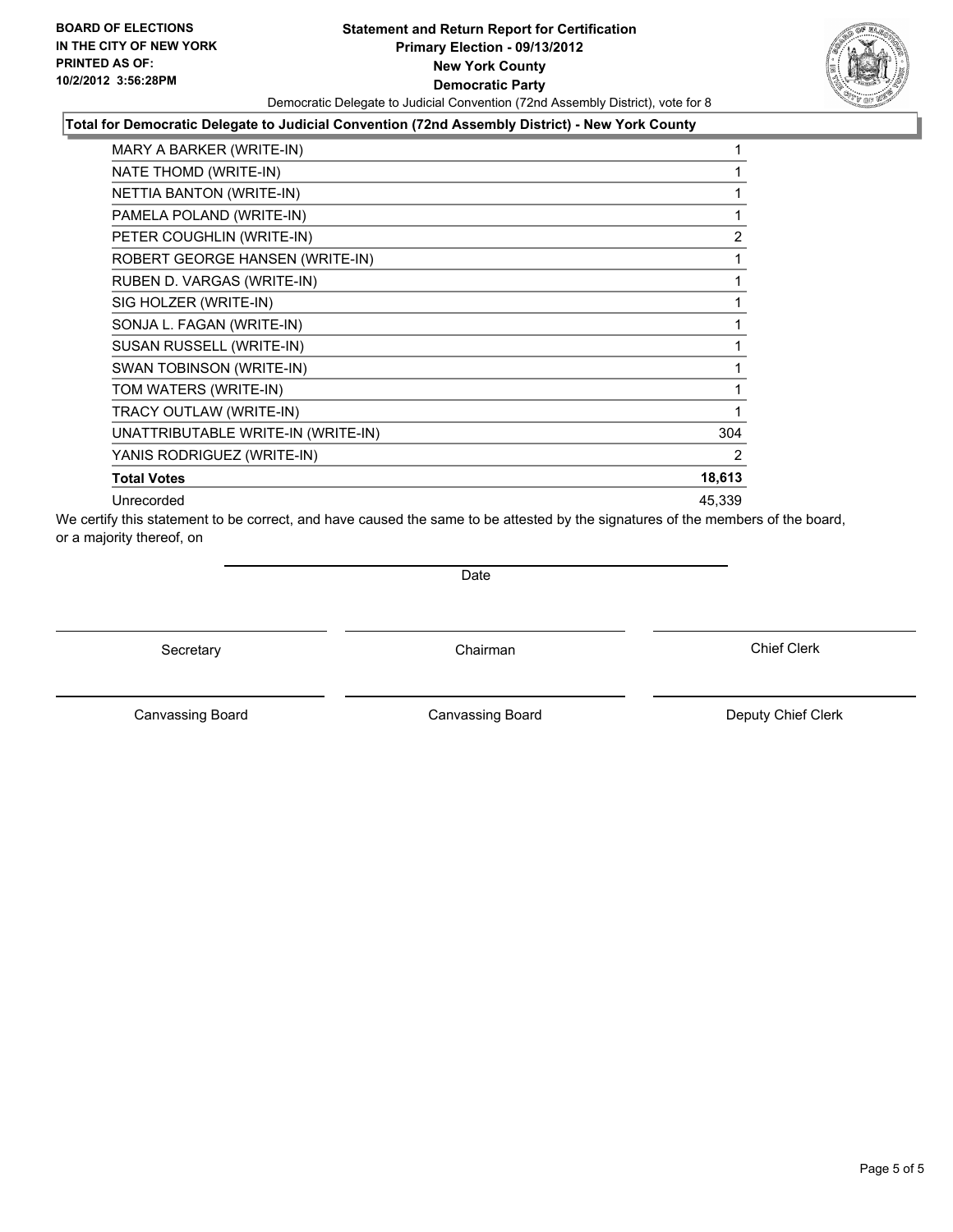**BOARD OF ELECTIONS IN THE CITY OF NEW YORK PRINTED AS OF: 10/2/2012 3:56:28PM**

**Statement and Return Report for Certification**
**Primary Election - 09/13/2012**
**New York County**
**Democratic Party**

Democratic Delegate to Judicial Convention (72nd Assembly District), vote for 8

**Total for Democratic Delegate to Judicial Convention (72nd Assembly District) - New York County**

| | |
|---|---|
| MARY A BARKER (WRITE-IN) | 1 |
| NATE THOMD (WRITE-IN) | 1 |
| NETTIA BANTON (WRITE-IN) | 1 |
| PAMELA POLAND (WRITE-IN) | 1 |
| PETER COUGHLIN (WRITE-IN) | 2 |
| ROBERT GEORGE HANSEN (WRITE-IN) | 1 |
| RUBEN D. VARGAS (WRITE-IN) | 1 |
| SIG HOLZER (WRITE-IN) | 1 |
| SONJA L. FAGAN (WRITE-IN) | 1 |
| SUSAN RUSSELL (WRITE-IN) | 1 |
| SWAN TOBINSON (WRITE-IN) | 1 |
| TOM WATERS (WRITE-IN) | 1 |
| TRACY OUTLAW (WRITE-IN) | 1 |
| UNATTRIBUTABLE WRITE-IN (WRITE-IN) | 304 |
| YANIS RODRIGUEZ (WRITE-IN) | 2 |
| **Total Votes** | **18,613** |
| Unrecorded | 45,339 |

We certify this statement to be correct, and have caused the same to be attested by the signatures of the members of the board, or a majority thereof, on

Date

Secretary | Chairman | Chief Clerk

Canvassing Board | Canvassing Board | Deputy Chief Clerk